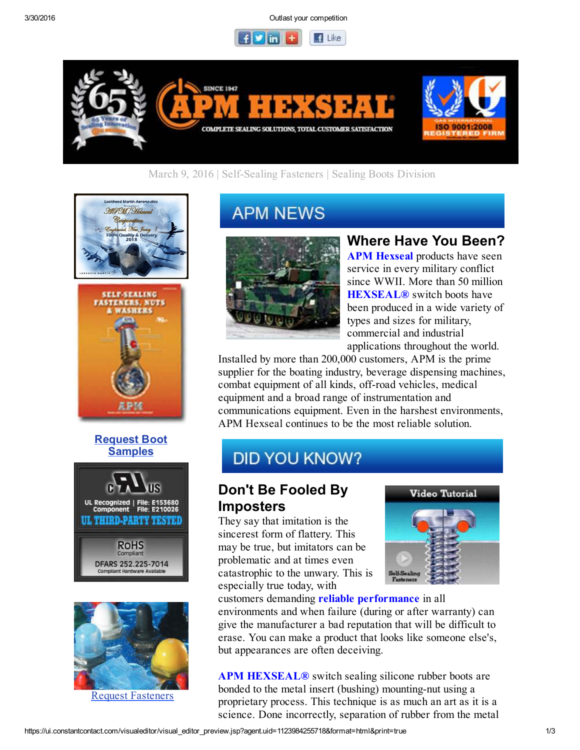March 9, 2016 | Self-Sealing Fasteners | Sealing Boots Division

Request Boot Samples

Request Fasteners

## APM NEWS

### Where Have You Been?

APM Hexseal products have seen service in every military conflict since WWII. More than 50 million HEXSEAL® switch boots have been produced in a wide variety of types and sizes for military, commercial and industrial applications throughout the world. Installed by more than 200,000 customers, APM is the prime supplier for the boating industry, beverage dispensing machines, combat equipment of all kinds, off-road vehicles, medical equipment and a broad range of instrumentation and communications equipment. Even in the harshest environments, APM Hexseal continues to be the most reliable solution.

## DID YOU KNOW?

### Don't Be Fooled By Imposters

They say that imitation is the sincerest form of flattery. This may be true, but imitators can be problematic and at times even catastrophic to the unwary. This is especially true today, with customers demanding **reliable performance** in all environments and when failure (during or after warranty) can give the manufacturer a bad reputation that will be difficult to erase. You can make a product that looks like someone else's, but appearances are often deceiving.

**APM HEXSEAL®** switch sealing silicone rubber boots are bonded to the metal insert (bushing) mounting-nut using a proprietary process. This technique is as much an art as it is a science. Done incorrectly, separation of rubber from the metal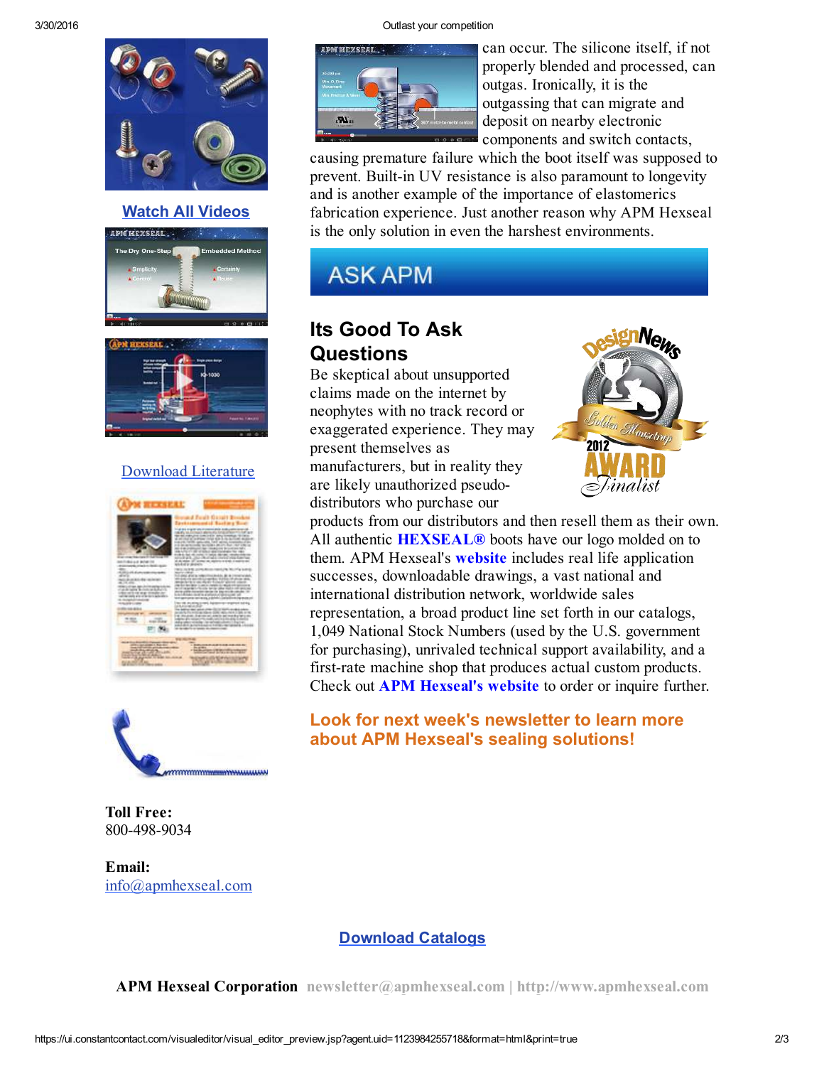can occur. The silicone itself, if not properly blended and processed, can outgas. Ironically, it is the outgassing that can migrate and deposit on nearby electronic components and switch contacts, causing premature failure which the boot itself was supposed to prevent. Built-in UV resistance is also paramount to longevity and is another example of the importance of elastomerics fabrication experience. Just another reason why APM Hexseal is the only solution in even the harshest environments.

ASK APM

## Its Good To Ask Questions

Be skeptical about unsupported claims made on the internet by neophytes with no track record or exaggerated experience. They may present themselves as manufacturers, but in reality they are likely unauthorized pseudo-distributors who purchase our products from our distributors and then resell them as their own. All authentic **HEXSEAL®** boots have our logo molded on to them. APM Hexseal's **website** includes real life application successes, downloadable drawings, a vast national and international distribution network, worldwide sales representation, a broad product line set forth in our catalogs, 1,049 National Stock Numbers (used by the U.S. government for purchasing), unrivaled technical support availability, and a first-rate machine shop that produces actual custom products. Check out **APM Hexseal's website** to order or inquire further.

**Look for next week's newsletter to learn more about APM Hexseal's sealing solutions!**

**Watch All Videos**

Download Literature

**Toll Free:**
800-498-9034

**Email:**
info@apmhexseal.com

**Download Catalogs**

**APM Hexseal Corporation** newsletter@apmhexseal.com | http://www.apmhexseal.com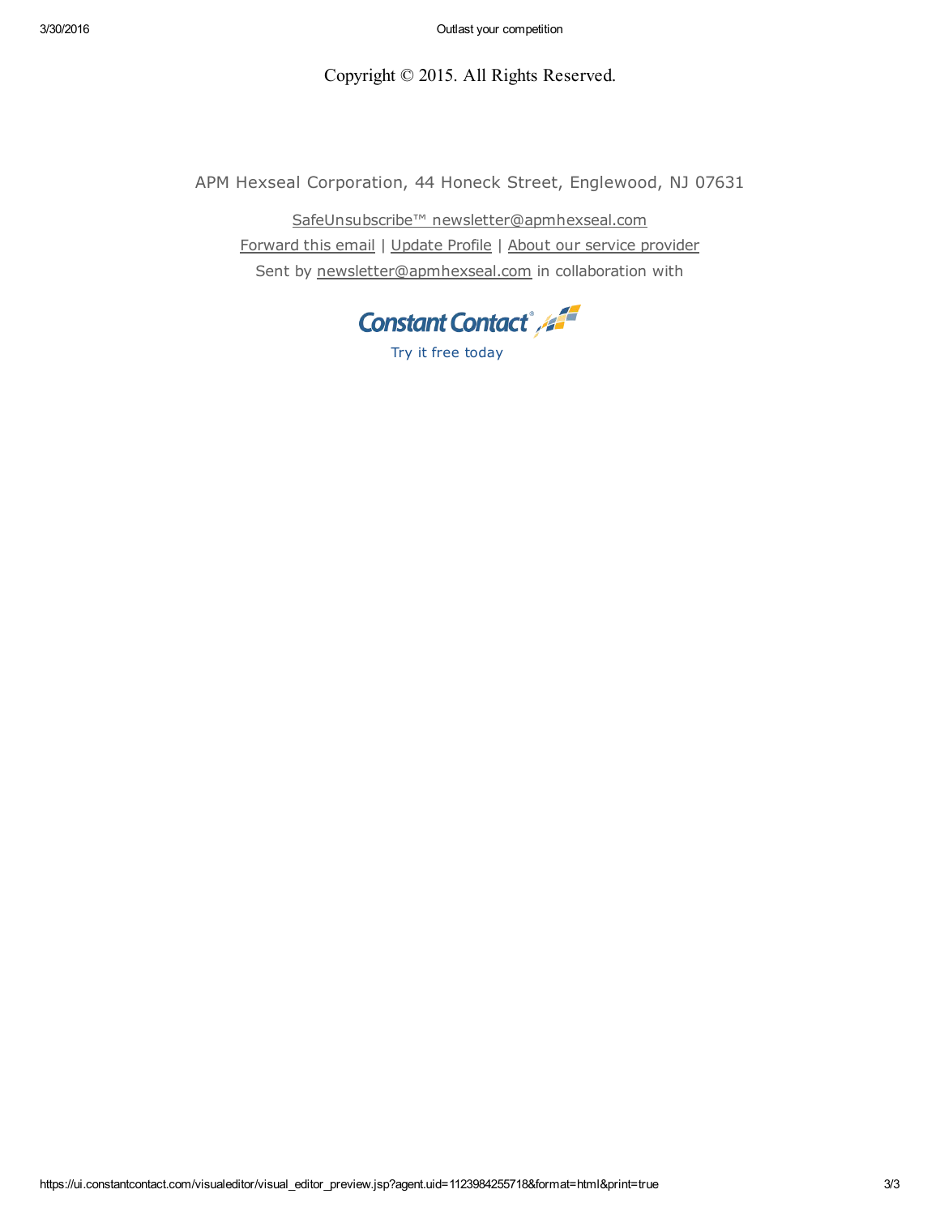Copyright © 2015. All Rights Reserved.

APM Hexseal Corporation, 44 Honeck Street, Englewood, NJ 07631

SafeUnsubscribe™ newsletter@apmhexseal.com

Forward this email | Update Profile | About our service provider

Sent by newsletter@apmhexseal.com in collaboration with

Constant Contact

Try it free today